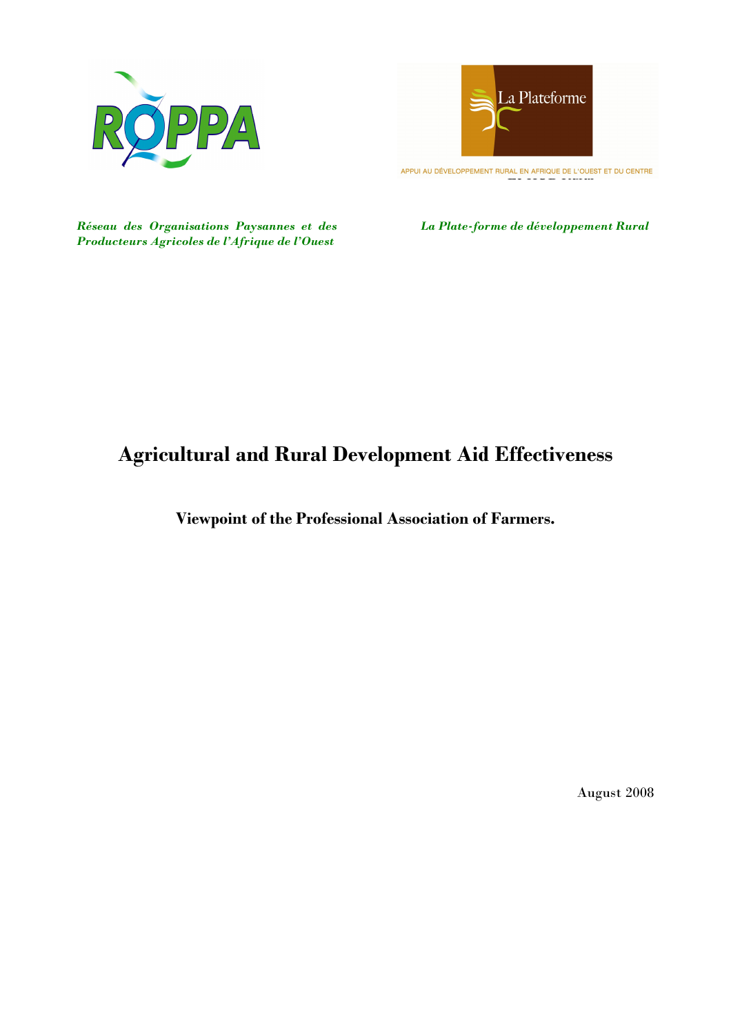ROPPA

La Plateforme

APPUI AU DÉVELOPPEMENT RURAL EN AFRIQUE DE L'OUEST ET DU CENTRE

*Réseau des Organisations Paysannes et des Producteurs Agricoles de l'Afrique de l'Ouest*

*La Plate-forme de développement Rural*

# Agricultural and Rural Development Aid Effectiveness

## Viewpoint of the Professional Association of Farmers.

August 2008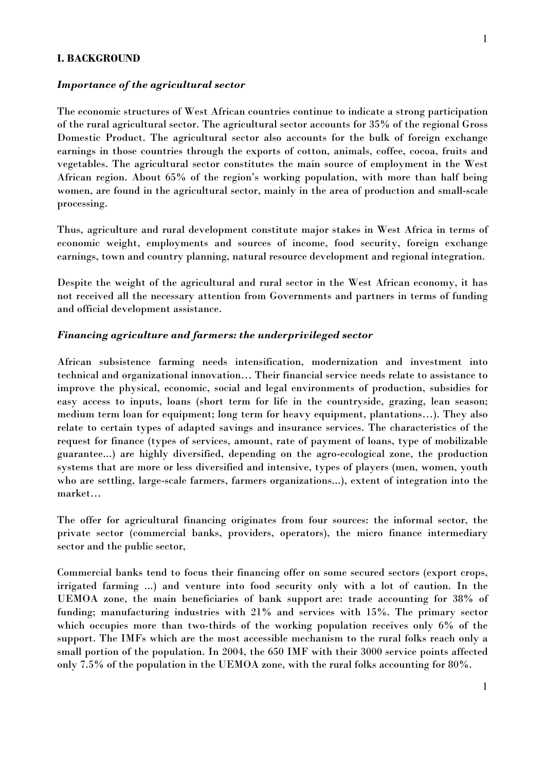## I. BACKGROUND

### *Importance of the agricultural sector*

The economic structures of West African countries continue to indicate a strong participation of the rural agricultural sector. The agricultural sector accounts for 35% of the regional Gross Domestic Product. The agricultural sector also accounts for the bulk of foreign exchange earnings in those countries through the exports of cotton, animals, coffee, cocoa, fruits and vegetables. The agricultural sector constitutes the main source of employment in the West African region. About 65% of the region's working population, with more than half being women, are found in the agricultural sector, mainly in the area of production and small-scale processing.

Thus, agriculture and rural development constitute major stakes in West Africa in terms of economic weight, employments and sources of income, food security, foreign exchange earnings, town and country planning, natural resource development and regional integration.

Despite the weight of the agricultural and rural sector in the West African economy, it has not received all the necessary attention from Governments and partners in terms of funding and official development assistance.

### *Financing agriculture and farmers: the underprivileged sector*

African subsistence farming needs intensification, modernization and investment into technical and organizational innovation… Their financial service needs relate to assistance to improve the physical, economic, social and legal environments of production, subsidies for easy access to inputs, loans (short term for life in the countryside, grazing, lean season; medium term loan for equipment; long term for heavy equipment, plantations…). They also relate to certain types of adapted savings and insurance services. The characteristics of the request for finance (types of services, amount, rate of payment of loans, type of mobilizable guarantee...) are highly diversified, depending on the agro-ecological zone, the production systems that are more or less diversified and intensive, types of players (men, women, youth who are settling, large-scale farmers, farmers organizations...), extent of integration into the market…

The offer for agricultural financing originates from four sources: the informal sector, the private sector (commercial banks, providers, operators), the micro finance intermediary sector and the public sector,

Commercial banks tend to focus their financing offer on some secured sectors (export crops, irrigated farming ...) and venture into food security only with a lot of caution. In the UEMOA zone, the main beneficiaries of bank support are: trade accounting for 38% of funding; manufacturing industries with 21% and services with 15%. The primary sector which occupies more than two-thirds of the working population receives only 6% of the support. The IMFs which are the most accessible mechanism to the rural folks reach only a small portion of the population. In 2004, the 650 IMF with their 3000 service points affected only 7.5% of the population in the UEMOA zone, with the rural folks accounting for 80%.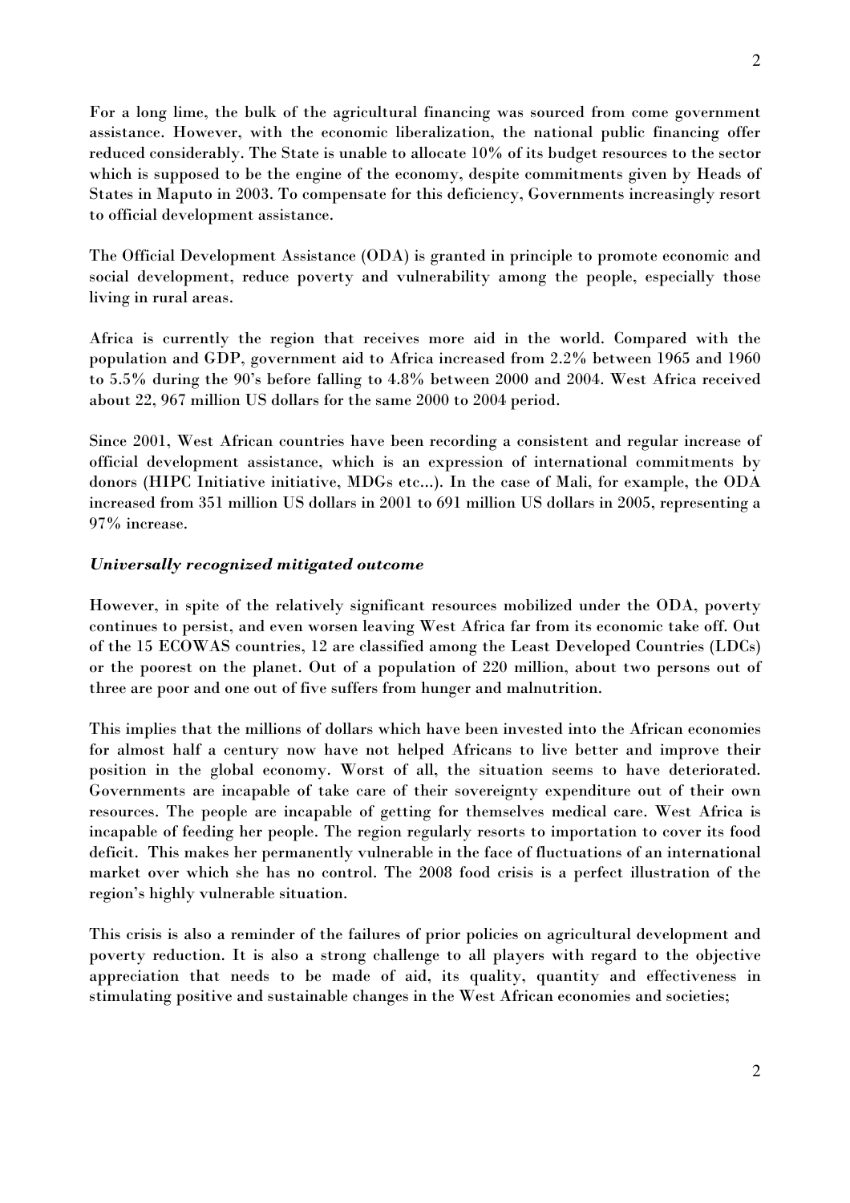For a long lime, the bulk of the agricultural financing was sourced from come government assistance. However, with the economic liberalization, the national public financing offer reduced considerably. The State is unable to allocate 10% of its budget resources to the sector which is supposed to be the engine of the economy, despite commitments given by Heads of States in Maputo in 2003. To compensate for this deficiency, Governments increasingly resort to official development assistance.

The Official Development Assistance (ODA) is granted in principle to promote economic and social development, reduce poverty and vulnerability among the people, especially those living in rural areas.

Africa is currently the region that receives more aid in the world. Compared with the population and GDP, government aid to Africa increased from 2.2% between 1965 and 1960 to 5.5% during the 90's before falling to 4.8% between 2000 and 2004. West Africa received about 22, 967 million US dollars for the same 2000 to 2004 period.

Since 2001, West African countries have been recording a consistent and regular increase of official development assistance, which is an expression of international commitments by donors (HIPC Initiative initiative, MDGs etc...). In the case of Mali, for example, the ODA increased from 351 million US dollars in 2001 to 691 million US dollars in 2005, representing a 97% increase.

***Universally recognized mitigated outcome***

However, in spite of the relatively significant resources mobilized under the ODA, poverty continues to persist, and even worsen leaving West Africa far from its economic take off. Out of the 15 ECOWAS countries, 12 are classified among the Least Developed Countries (LDCs) or the poorest on the planet. Out of a population of 220 million, about two persons out of three are poor and one out of five suffers from hunger and malnutrition.

This implies that the millions of dollars which have been invested into the African economies for almost half a century now have not helped Africans to live better and improve their position in the global economy. Worst of all, the situation seems to have deteriorated. Governments are incapable of take care of their sovereignty expenditure out of their own resources. The people are incapable of getting for themselves medical care. West Africa is incapable of feeding her people. The region regularly resorts to importation to cover its food deficit. This makes her permanently vulnerable in the face of fluctuations of an international market over which she has no control. The 2008 food crisis is a perfect illustration of the region's highly vulnerable situation.

This crisis is also a reminder of the failures of prior policies on agricultural development and poverty reduction. It is also a strong challenge to all players with regard to the objective appreciation that needs to be made of aid, its quality, quantity and effectiveness in stimulating positive and sustainable changes in the West African economies and societies;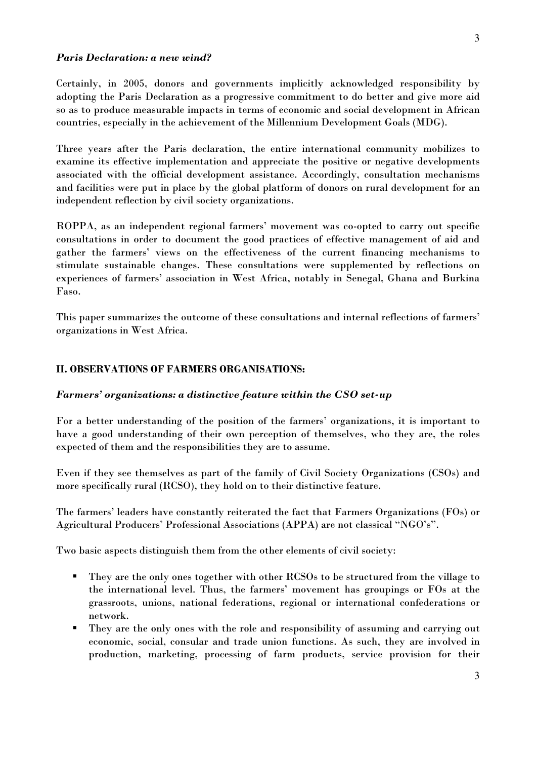### *Paris Declaration: a new wind?*

Certainly, in 2005, donors and governments implicitly acknowledged responsibility by adopting the Paris Declaration as a progressive commitment to do better and give more aid so as to produce measurable impacts in terms of economic and social development in African countries, especially in the achievement of the Millennium Development Goals (MDG).

Three years after the Paris declaration, the entire international community mobilizes to examine its effective implementation and appreciate the positive or negative developments associated with the official development assistance. Accordingly, consultation mechanisms and facilities were put in place by the global platform of donors on rural development for an independent reflection by civil society organizations.

ROPPA, as an independent regional farmers' movement was co-opted to carry out specific consultations in order to document the good practices of effective management of aid and gather the farmers' views on the effectiveness of the current financing mechanisms to stimulate sustainable changes. These consultations were supplemented by reflections on experiences of farmers' association in West Africa, notably in Senegal, Ghana and Burkina Faso.

This paper summarizes the outcome of these consultations and internal reflections of farmers' organizations in West Africa.

## II. OBSERVATIONS OF FARMERS ORGANISATIONS:

### *Farmers' organizations: a distinctive feature within the CSO set-up*

For a better understanding of the position of the farmers' organizations, it is important to have a good understanding of their own perception of themselves, who they are, the roles expected of them and the responsibilities they are to assume.

Even if they see themselves as part of the family of Civil Society Organizations (CSOs) and more specifically rural (RCSO), they hold on to their distinctive feature.

The farmers' leaders have constantly reiterated the fact that Farmers Organizations (FOs) or Agricultural Producers' Professional Associations (APPA) are not classical "NGO's".

Two basic aspects distinguish them from the other elements of civil society:

- They are the only ones together with other RCSOs to be structured from the village to the international level. Thus, the farmers' movement has groupings or FOs at the grassroots, unions, national federations, regional or international confederations or network.
- They are the only ones with the role and responsibility of assuming and carrying out economic, social, consular and trade union functions. As such, they are involved in production, marketing, processing of farm products, service provision for their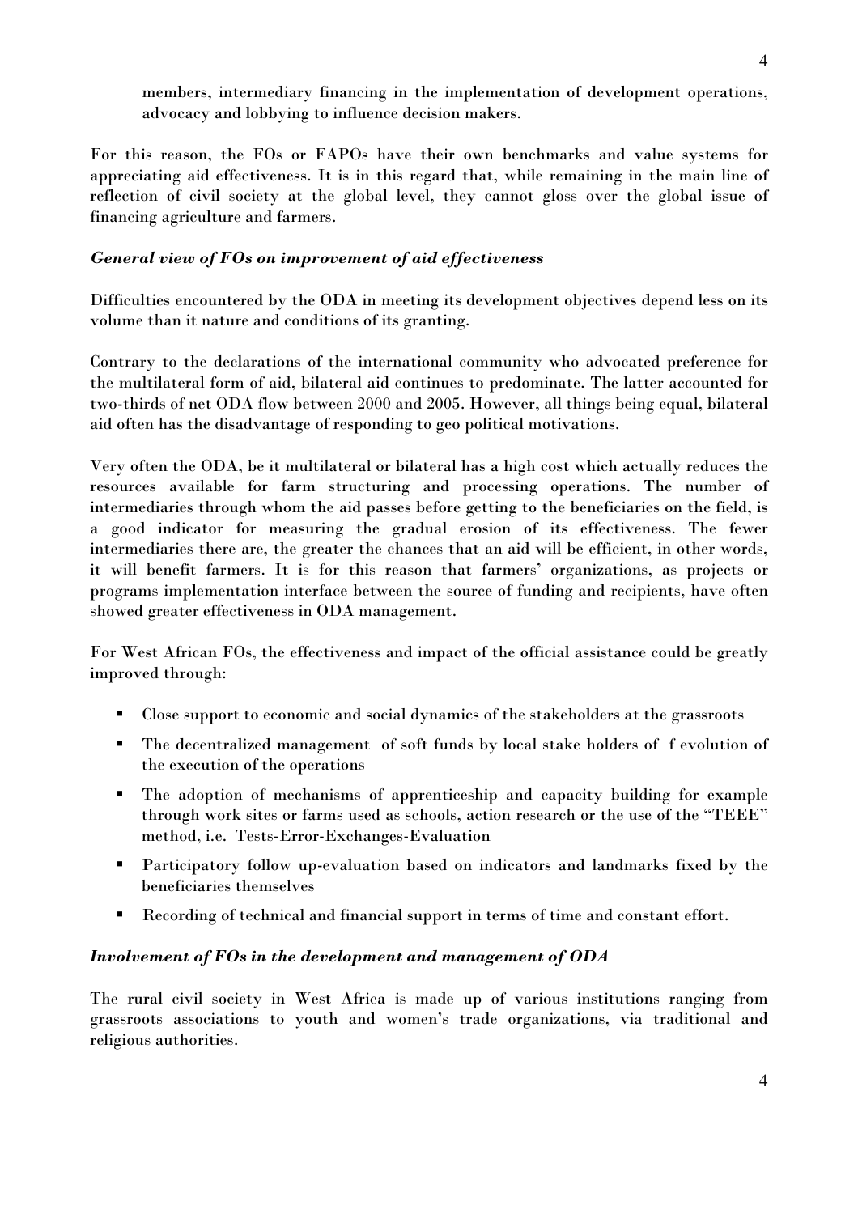members, intermediary financing in the implementation of development operations, advocacy and lobbying to influence decision makers.

For this reason, the FOs or FAPOs have their own benchmarks and value systems for appreciating aid effectiveness. It is in this regard that, while remaining in the main line of reflection of civil society at the global level, they cannot gloss over the global issue of financing agriculture and farmers.

### *General view of FOs on improvement of aid effectiveness*

Difficulties encountered by the ODA in meeting its development objectives depend less on its volume than it nature and conditions of its granting.

Contrary to the declarations of the international community who advocated preference for the multilateral form of aid, bilateral aid continues to predominate. The latter accounted for two-thirds of net ODA flow between 2000 and 2005. However, all things being equal, bilateral aid often has the disadvantage of responding to geo political motivations.

Very often the ODA, be it multilateral or bilateral has a high cost which actually reduces the resources available for farm structuring and processing operations. The number of intermediaries through whom the aid passes before getting to the beneficiaries on the field, is a good indicator for measuring the gradual erosion of its effectiveness. The fewer intermediaries there are, the greater the chances that an aid will be efficient, in other words, it will benefit farmers. It is for this reason that farmers' organizations, as projects or programs implementation interface between the source of funding and recipients, have often showed greater effectiveness in ODA management.

For West African FOs, the effectiveness and impact of the official assistance could be greatly improved through:

- Close support to economic and social dynamics of the stakeholders at the grassroots
- The decentralized management of soft funds by local stake holders of f evolution of the execution of the operations
- The adoption of mechanisms of apprenticeship and capacity building for example through work sites or farms used as schools, action research or the use of the "TEEE" method, i.e. Tests-Error-Exchanges-Evaluation
- Participatory follow up-evaluation based on indicators and landmarks fixed by the beneficiaries themselves
- Recording of technical and financial support in terms of time and constant effort.

### *Involvement of FOs in the development and management of ODA*

The rural civil society in West Africa is made up of various institutions ranging from grassroots associations to youth and women's trade organizations, via traditional and religious authorities.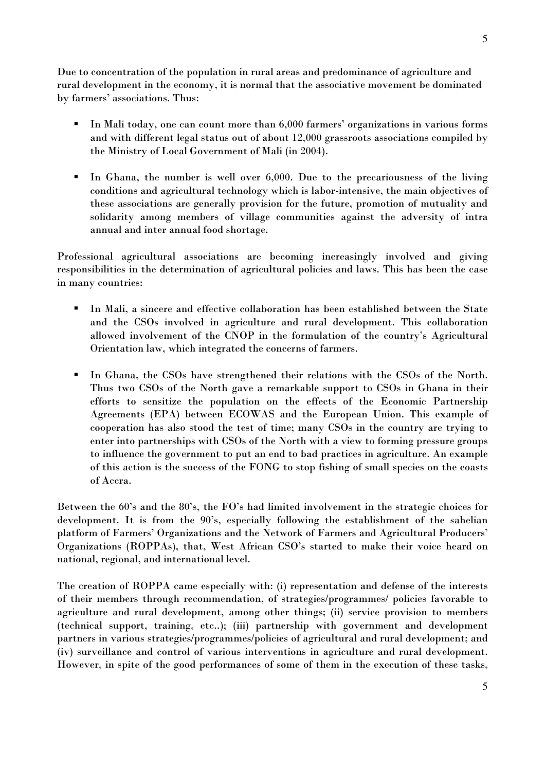Due to concentration of the population in rural areas and predominance of agriculture and rural development in the economy, it is normal that the associative movement be dominated by farmers' associations. Thus:

- In Mali today, one can count more than 6,000 farmers' organizations in various forms and with different legal status out of about 12,000 grassroots associations compiled by the Ministry of Local Government of Mali (in 2004).

- In Ghana, the number is well over 6,000. Due to the precariousness of the living conditions and agricultural technology which is labor-intensive, the main objectives of these associations are generally provision for the future, promotion of mutuality and solidarity among members of village communities against the adversity of intra annual and inter annual food shortage.

Professional agricultural associations are becoming increasingly involved and giving responsibilities in the determination of agricultural policies and laws. This has been the case in many countries:

- In Mali, a sincere and effective collaboration has been established between the State and the CSOs involved in agriculture and rural development. This collaboration allowed involvement of the CNOP in the formulation of the country's Agricultural Orientation law, which integrated the concerns of farmers.

- In Ghana, the CSOs have strengthened their relations with the CSOs of the North. Thus two CSOs of the North gave a remarkable support to CSOs in Ghana in their efforts to sensitize the population on the effects of the Economic Partnership Agreements (EPA) between ECOWAS and the European Union. This example of cooperation has also stood the test of time; many CSOs in the country are trying to enter into partnerships with CSOs of the North with a view to forming pressure groups to influence the government to put an end to bad practices in agriculture. An example of this action is the success of the FONG to stop fishing of small species on the coasts of Accra.

Between the 60's and the 80's, the FO's had limited involvement in the strategic choices for development. It is from the 90's, especially following the establishment of the sahelian platform of Farmers' Organizations and the Network of Farmers and Agricultural Producers' Organizations (ROPPAs), that, West African CSO's started to make their voice heard on national, regional, and international level.

The creation of ROPPA came especially with: (i) representation and defense of the interests of their members through recommendation, of strategies/programmes/ policies favorable to agriculture and rural development, among other things; (ii) service provision to members (technical support, training, etc..); (iii) partnership with government and development partners in various strategies/programmes/policies of agricultural and rural development; and (iv) surveillance and control of various interventions in agriculture and rural development. However, in spite of the good performances of some of them in the execution of these tasks,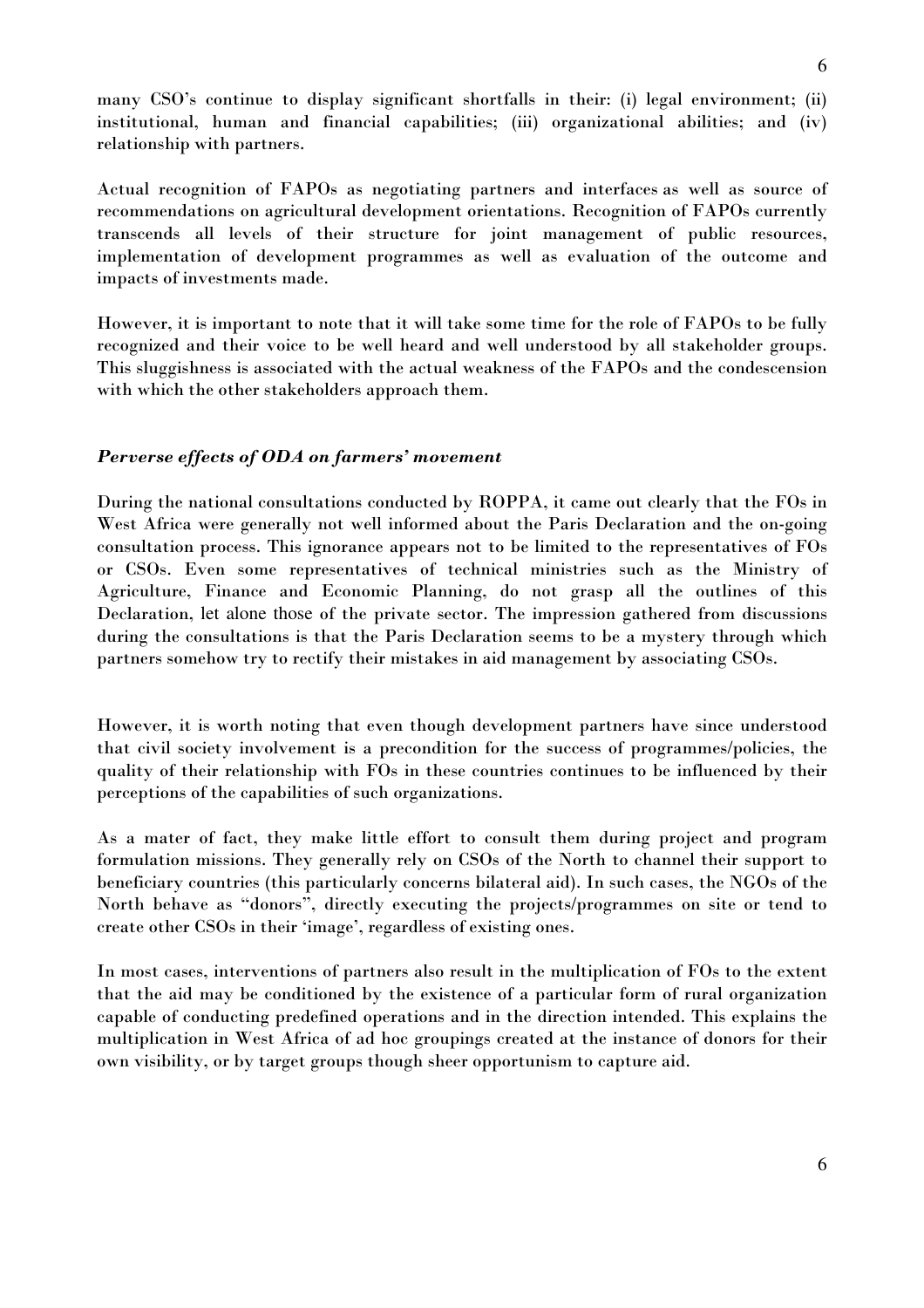many CSO's continue to display significant shortfalls in their: (i) legal environment; (ii) institutional, human and financial capabilities; (iii) organizational abilities; and (iv) relationship with partners.

Actual recognition of FAPOs as negotiating partners and interfaces as well as source of recommendations on agricultural development orientations. Recognition of FAPOs currently transcends all levels of their structure for joint management of public resources, implementation of development programmes as well as evaluation of the outcome and impacts of investments made.

However, it is important to note that it will take some time for the role of FAPOs to be fully recognized and their voice to be well heard and well understood by all stakeholder groups. This sluggishness is associated with the actual weakness of the FAPOs and the condescension with which the other stakeholders approach them.

### *Perverse effects of ODA on farmers' movement*

During the national consultations conducted by ROPPA, it came out clearly that the FOs in West Africa were generally not well informed about the Paris Declaration and the on-going consultation process. This ignorance appears not to be limited to the representatives of FOs or CSOs. Even some representatives of technical ministries such as the Ministry of Agriculture, Finance and Economic Planning, do not grasp all the outlines of this Declaration, let alone those of the private sector. The impression gathered from discussions during the consultations is that the Paris Declaration seems to be a mystery through which partners somehow try to rectify their mistakes in aid management by associating CSOs.

However, it is worth noting that even though development partners have since understood that civil society involvement is a precondition for the success of programmes/policies, the quality of their relationship with FOs in these countries continues to be influenced by their perceptions of the capabilities of such organizations.

As a mater of fact, they make little effort to consult them during project and program formulation missions. They generally rely on CSOs of the North to channel their support to beneficiary countries (this particularly concerns bilateral aid). In such cases, the NGOs of the North behave as "donors", directly executing the projects/programmes on site or tend to create other CSOs in their 'image', regardless of existing ones.

In most cases, interventions of partners also result in the multiplication of FOs to the extent that the aid may be conditioned by the existence of a particular form of rural organization capable of conducting predefined operations and in the direction intended. This explains the multiplication in West Africa of ad hoc groupings created at the instance of donors for their own visibility, or by target groups though sheer opportunism to capture aid.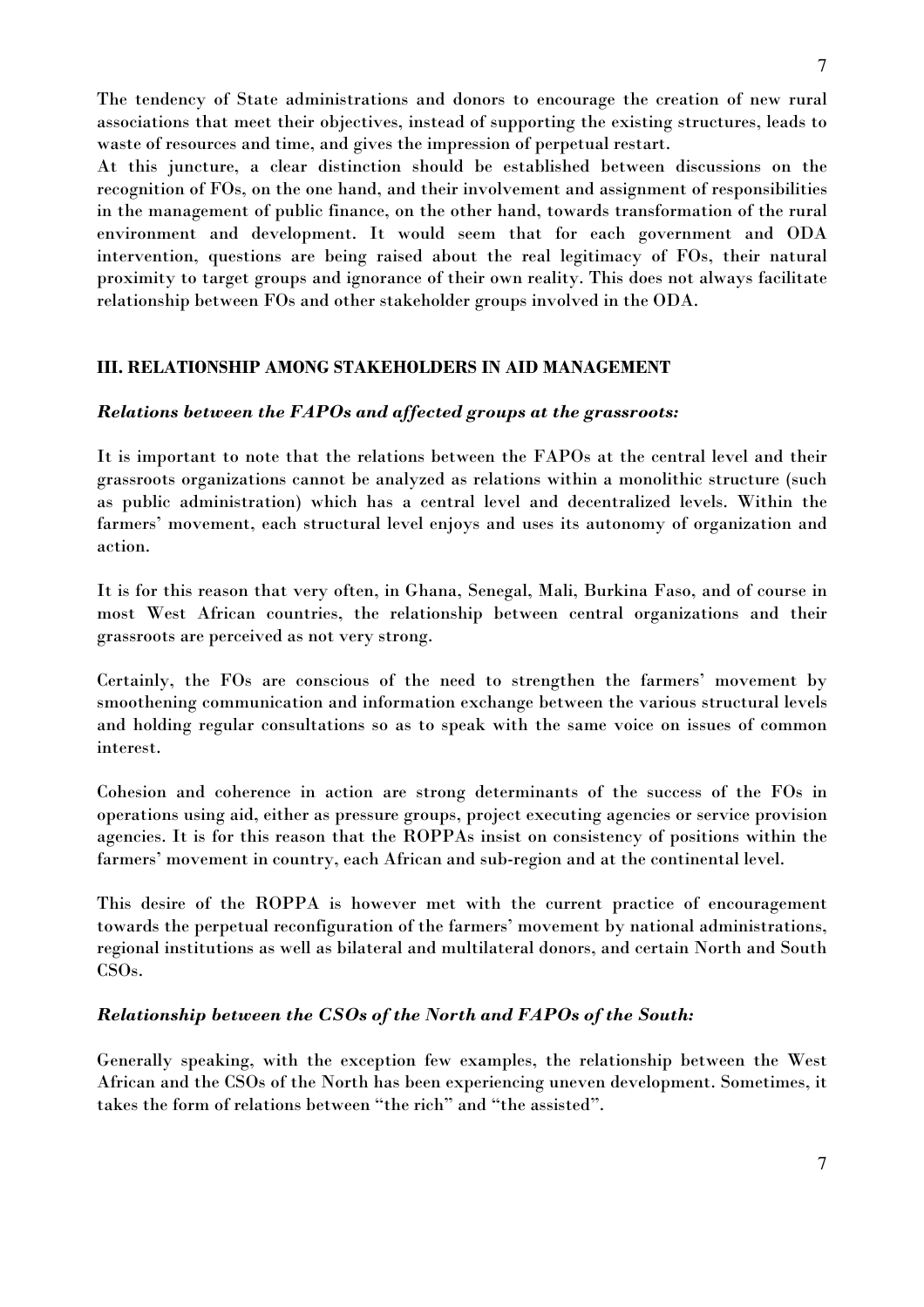The tendency of State administrations and donors to encourage the creation of new rural associations that meet their objectives, instead of supporting the existing structures, leads to waste of resources and time, and gives the impression of perpetual restart.

At this juncture, a clear distinction should be established between discussions on the recognition of FOs, on the one hand, and their involvement and assignment of responsibilities in the management of public finance, on the other hand, towards transformation of the rural environment and development. It would seem that for each government and ODA intervention, questions are being raised about the real legitimacy of FOs, their natural proximity to target groups and ignorance of their own reality. This does not always facilitate relationship between FOs and other stakeholder groups involved in the ODA.

## III. RELATIONSHIP AMONG STAKEHOLDERS IN AID MANAGEMENT

### *Relations between the FAPOs and affected groups at the grassroots:*

It is important to note that the relations between the FAPOs at the central level and their grassroots organizations cannot be analyzed as relations within a monolithic structure (such as public administration) which has a central level and decentralized levels. Within the farmers' movement, each structural level enjoys and uses its autonomy of organization and action.

It is for this reason that very often, in Ghana, Senegal, Mali, Burkina Faso, and of course in most West African countries, the relationship between central organizations and their grassroots are perceived as not very strong.

Certainly, the FOs are conscious of the need to strengthen the farmers' movement by smoothening communication and information exchange between the various structural levels and holding regular consultations so as to speak with the same voice on issues of common interest.

Cohesion and coherence in action are strong determinants of the success of the FOs in operations using aid, either as pressure groups, project executing agencies or service provision agencies. It is for this reason that the ROPPAs insist on consistency of positions within the farmers' movement in country, each African and sub-region and at the continental level.

This desire of the ROPPA is however met with the current practice of encouragement towards the perpetual reconfiguration of the farmers' movement by national administrations, regional institutions as well as bilateral and multilateral donors, and certain North and South CSOs.

### *Relationship between the CSOs of the North and FAPOs of the South:*

Generally speaking, with the exception few examples, the relationship between the West African and the CSOs of the North has been experiencing uneven development. Sometimes, it takes the form of relations between "the rich" and "the assisted".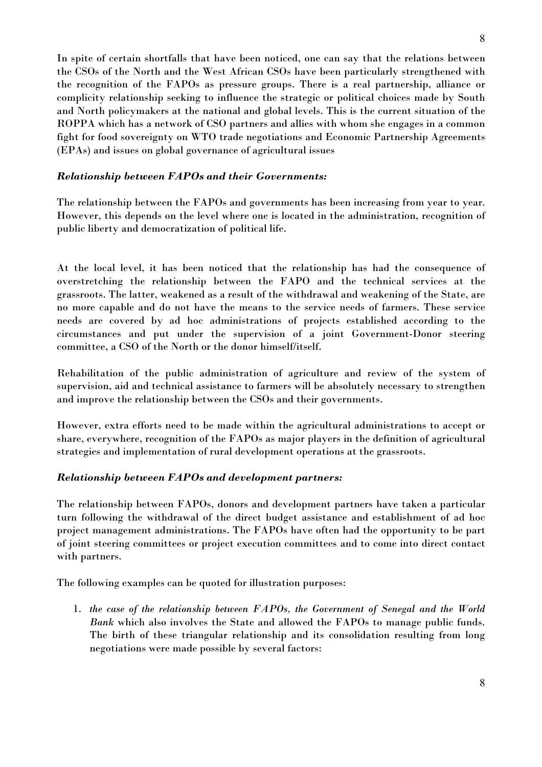In spite of certain shortfalls that have been noticed, one can say that the relations between the CSOs of the North and the West African CSOs have been particularly strengthened with the recognition of the FAPOs as pressure groups. There is a real partnership, alliance or complicity relationship seeking to influence the strategic or political choices made by South and North policymakers at the national and global levels. This is the current situation of the ROPPA which has a network of CSO partners and allies with whom she engages in a common fight for food sovereignty on WTO trade negotiations and Economic Partnership Agreements (EPAs) and issues on global governance of agricultural issues

***Relationship between FAPOs and their Governments:***

The relationship between the FAPOs and governments has been increasing from year to year. However, this depends on the level where one is located in the administration, recognition of public liberty and democratization of political life.

At the local level, it has been noticed that the relationship has had the consequence of overstretching the relationship between the FAPO and the technical services at the grassroots. The latter, weakened as a result of the withdrawal and weakening of the State, are no more capable and do not have the means to the service needs of farmers. These service needs are covered by ad hoc administrations of projects established according to the circumstances and put under the supervision of a joint Government-Donor steering committee, a CSO of the North or the donor himself/itself.

Rehabilitation of the public administration of agriculture and review of the system of supervision, aid and technical assistance to farmers will be absolutely necessary to strengthen and improve the relationship between the CSOs and their governments.

However, extra efforts need to be made within the agricultural administrations to accept or share, everywhere, recognition of the FAPOs as major players in the definition of agricultural strategies and implementation of rural development operations at the grassroots.

***Relationship between FAPOs and development partners:***

The relationship between FAPOs, donors and development partners have taken a particular turn following the withdrawal of the direct budget assistance and establishment of ad hoc project management administrations. The FAPOs have often had the opportunity to be part of joint steering committees or project execution committees and to come into direct contact with partners.

The following examples can be quoted for illustration purposes:

1. *the case of the relationship between FAPOs, the Government of Senegal and the World Bank* which also involves the State and allowed the FAPOs to manage public funds. The birth of these triangular relationship and its consolidation resulting from long negotiations were made possible by several factors: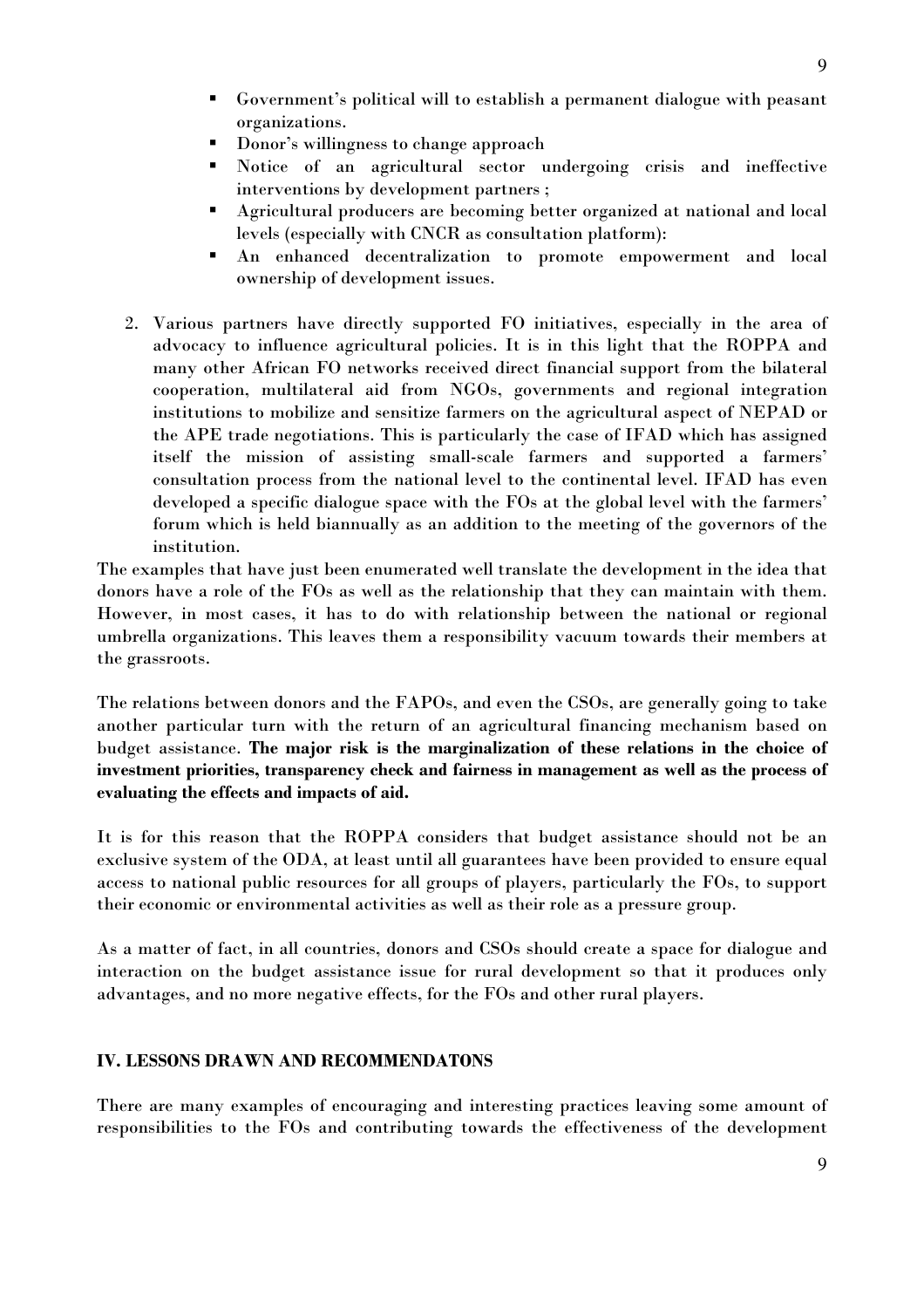- Government's political will to establish a permanent dialogue with peasant organizations.
- Donor's willingness to change approach
- Notice of an agricultural sector undergoing crisis and ineffective interventions by development partners ;
- Agricultural producers are becoming better organized at national and local levels (especially with CNCR as consultation platform):
- An enhanced decentralization to promote empowerment and local ownership of development issues.

2. Various partners have directly supported FO initiatives, especially in the area of advocacy to influence agricultural policies. It is in this light that the ROPPA and many other African FO networks received direct financial support from the bilateral cooperation, multilateral aid from NGOs, governments and regional integration institutions to mobilize and sensitize farmers on the agricultural aspect of NEPAD or the APE trade negotiations. This is particularly the case of IFAD which has assigned itself the mission of assisting small-scale farmers and supported a farmers' consultation process from the national level to the continental level. IFAD has even developed a specific dialogue space with the FOs at the global level with the farmers' forum which is held biannually as an addition to the meeting of the governors of the institution.

The examples that have just been enumerated well translate the development in the idea that donors have a role of the FOs as well as the relationship that they can maintain with them. However, in most cases, it has to do with relationship between the national or regional umbrella organizations. This leaves them a responsibility vacuum towards their members at the grassroots.

The relations between donors and the FAPOs, and even the CSOs, are generally going to take another particular turn with the return of an agricultural financing mechanism based on budget assistance. **The major risk is the marginalization of these relations in the choice of investment priorities, transparency check and fairness in management as well as the process of evaluating the effects and impacts of aid.**

It is for this reason that the ROPPA considers that budget assistance should not be an exclusive system of the ODA, at least until all guarantees have been provided to ensure equal access to national public resources for all groups of players, particularly the FOs, to support their economic or environmental activities as well as their role as a pressure group.

As a matter of fact, in all countries, donors and CSOs should create a space for dialogue and interaction on the budget assistance issue for rural development so that it produces only advantages, and no more negative effects, for the FOs and other rural players.

## IV. LESSONS DRAWN AND RECOMMENDATONS

There are many examples of encouraging and interesting practices leaving some amount of responsibilities to the FOs and contributing towards the effectiveness of the development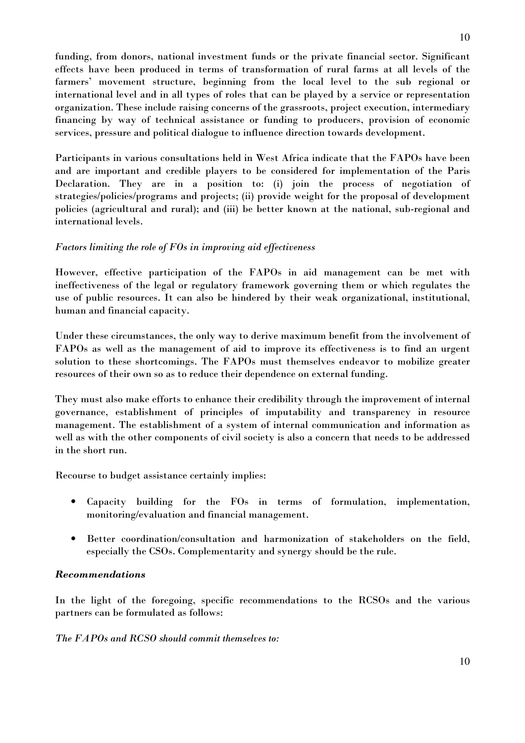funding, from donors, national investment funds or the private financial sector. Significant effects have been produced in terms of transformation of rural farms at all levels of the farmers' movement structure, beginning from the local level to the sub regional or international level and in all types of roles that can be played by a service or representation organization. These include raising concerns of the grassroots, project execution, intermediary financing by way of technical assistance or funding to producers, provision of economic services, pressure and political dialogue to influence direction towards development.

Participants in various consultations held in West Africa indicate that the FAPOs have been and are important and credible players to be considered for implementation of the Paris Declaration. They are in a position to: (i) join the process of negotiation of strategies/policies/programs and projects; (ii) provide weight for the proposal of development policies (agricultural and rural); and (iii) be better known at the national, sub-regional and international levels.

*Factors limiting the role of FOs in improving aid effectiveness*

However, effective participation of the FAPOs in aid management can be met with ineffectiveness of the legal or regulatory framework governing them or which regulates the use of public resources. It can also be hindered by their weak organizational, institutional, human and financial capacity.

Under these circumstances, the only way to derive maximum benefit from the involvement of FAPOs as well as the management of aid to improve its effectiveness is to find an urgent solution to these shortcomings. The FAPOs must themselves endeavor to mobilize greater resources of their own so as to reduce their dependence on external funding.

They must also make efforts to enhance their credibility through the improvement of internal governance, establishment of principles of imputability and transparency in resource management. The establishment of a system of internal communication and information as well as with the other components of civil society is also a concern that needs to be addressed in the short run.

Recourse to budget assistance certainly implies:

- Capacity building for the FOs in terms of formulation, implementation, monitoring/evaluation and financial management.
- Better coordination/consultation and harmonization of stakeholders on the field, especially the CSOs. Complementarity and synergy should be the rule.

***Recommendations***

In the light of the foregoing, specific recommendations to the RCSOs and the various partners can be formulated as follows:

*The FAPOs and RCSO should commit themselves to:*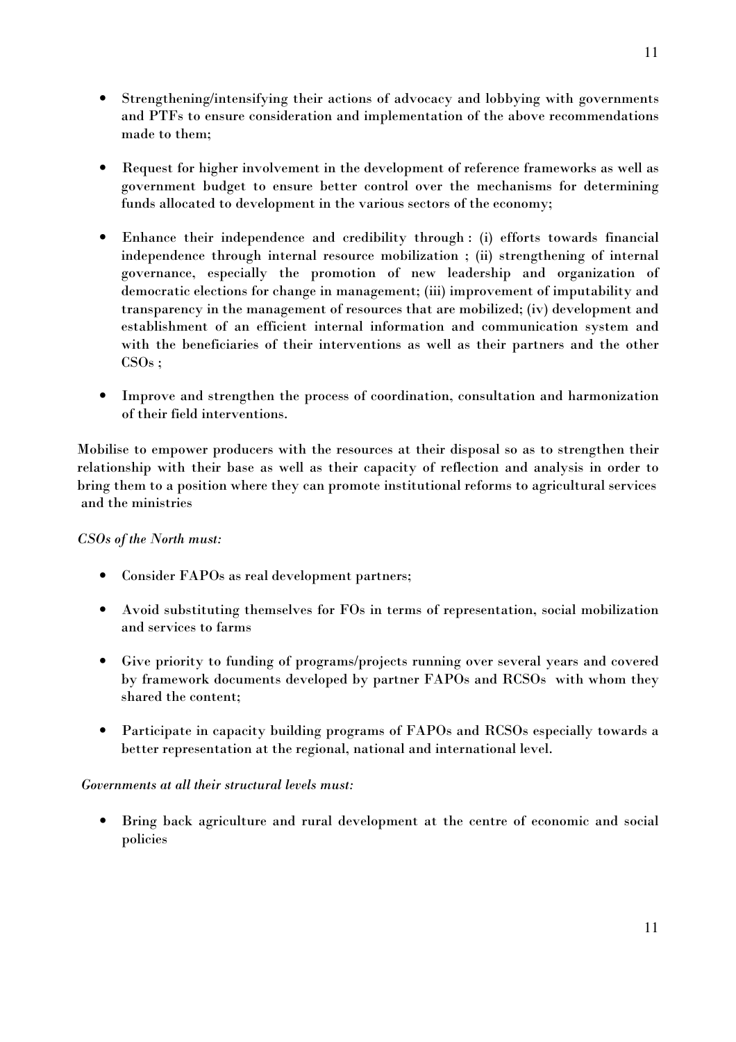- Strengthening/intensifying their actions of advocacy and lobbying with governments and PTFs to ensure consideration and implementation of the above recommendations made to them;

- Request for higher involvement in the development of reference frameworks as well as government budget to ensure better control over the mechanisms for determining funds allocated to development in the various sectors of the economy;

- Enhance their independence and credibility through : (i) efforts towards financial independence through internal resource mobilization ; (ii) strengthening of internal governance, especially the promotion of new leadership and organization of democratic elections for change in management; (iii) improvement of imputability and transparency in the management of resources that are mobilized; (iv) development and establishment of an efficient internal information and communication system and with the beneficiaries of their interventions as well as their partners and the other CSOs ;

- Improve and strengthen the process of coordination, consultation and harmonization of their field interventions.

Mobilise to empower producers with the resources at their disposal so as to strengthen their relationship with their base as well as their capacity of reflection and analysis in order to bring them to a position where they can promote institutional reforms to agricultural services and the ministries

*CSOs of the North must:*

- Consider FAPOs as real development partners;

- Avoid substituting themselves for FOs in terms of representation, social mobilization and services to farms

- Give priority to funding of programs/projects running over several years and covered by framework documents developed by partner FAPOs and RCSOs with whom they shared the content;

- Participate in capacity building programs of FAPOs and RCSOs especially towards a better representation at the regional, national and international level.

*Governments at all their structural levels must:*

- Bring back agriculture and rural development at the centre of economic and social policies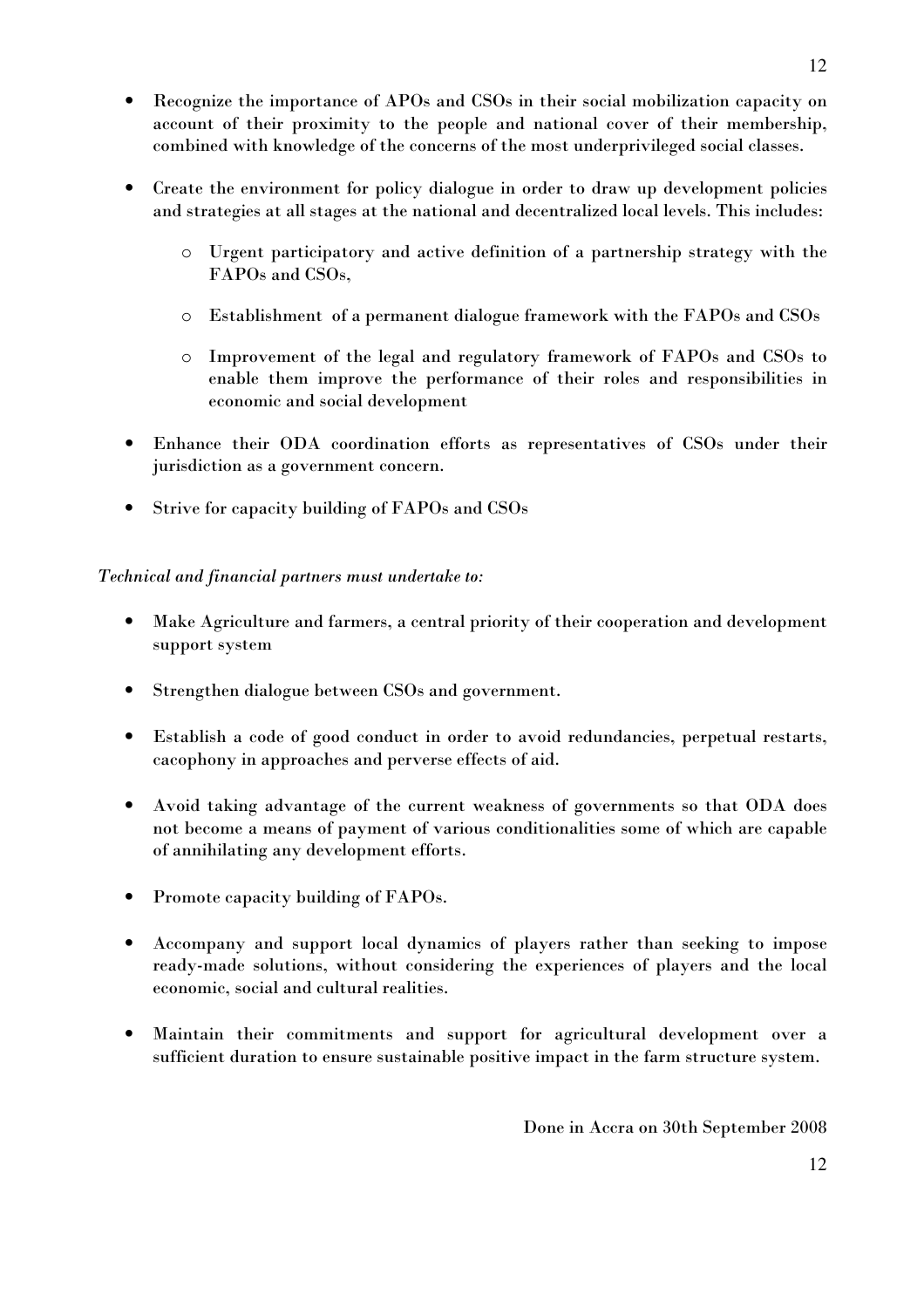- Recognize the importance of APOs and CSOs in their social mobilization capacity on account of their proximity to the people and national cover of their membership, combined with knowledge of the concerns of the most underprivileged social classes.

- Create the environment for policy dialogue in order to draw up development policies and strategies at all stages at the national and decentralized local levels. This includes:

  - Urgent participatory and active definition of a partnership strategy with the FAPOs and CSOs,

  - Establishment of a permanent dialogue framework with the FAPOs and CSOs

  - Improvement of the legal and regulatory framework of FAPOs and CSOs to enable them improve the performance of their roles and responsibilities in economic and social development

- Enhance their ODA coordination efforts as representatives of CSOs under their jurisdiction as a government concern.

- Strive for capacity building of FAPOs and CSOs

*Technical and financial partners must undertake to:*

- Make Agriculture and farmers, a central priority of their cooperation and development support system

- Strengthen dialogue between CSOs and government.

- Establish a code of good conduct in order to avoid redundancies, perpetual restarts, cacophony in approaches and perverse effects of aid.

- Avoid taking advantage of the current weakness of governments so that ODA does not become a means of payment of various conditionalities some of which are capable of annihilating any development efforts.

- Promote capacity building of FAPOs.

- Accompany and support local dynamics of players rather than seeking to impose ready-made solutions, without considering the experiences of players and the local economic, social and cultural realities.

- Maintain their commitments and support for agricultural development over a sufficient duration to ensure sustainable positive impact in the farm structure system.

Done in Accra on 30th September 2008